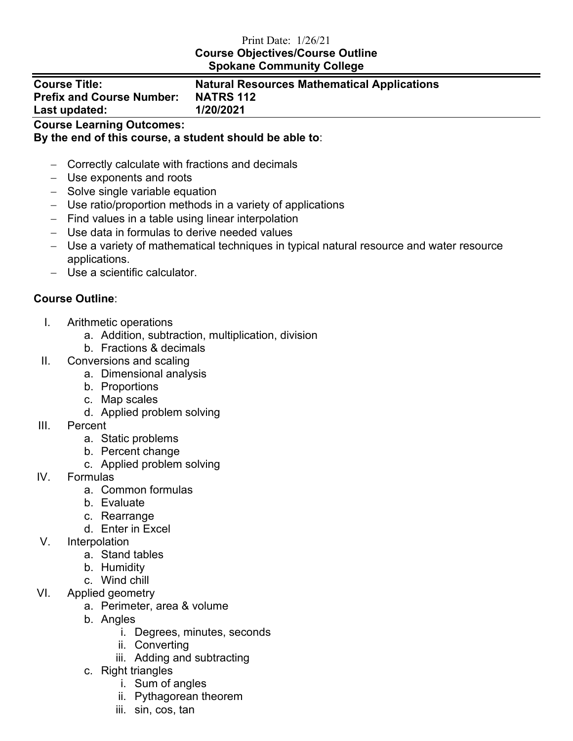Print Date: 1/26/21

**Course Objectives/Course Outline**
**Spokane Community College**

| | |
|---|---|
| **Course Title:** | **Natural Resources Mathematical Applications** |
| **Prefix and Course Number:** | **NATRS 112** |
| **Last updated:** | **1/20/2021** |

**Course Learning Outcomes:**
**By the end of this course, a student should be able to**:

- Correctly calculate with fractions and decimals
- Use exponents and roots
- Solve single variable equation
- Use ratio/proportion methods in a variety of applications
- Find values in a table using linear interpolation
- Use data in formulas to derive needed values
- Use a variety of mathematical techniques in typical natural resource and water resource applications.
- Use a scientific calculator.

**Course Outline**:

I. Arithmetic operations
   a. Addition, subtraction, multiplication, division
   b. Fractions & decimals

II. Conversions and scaling
   a. Dimensional analysis
   b. Proportions
   c. Map scales
   d. Applied problem solving

III. Percent
   a. Static problems
   b. Percent change
   c. Applied problem solving

IV. Formulas
   a. Common formulas
   b. Evaluate
   c. Rearrange
   d. Enter in Excel

V. Interpolation
   a. Stand tables
   b. Humidity
   c. Wind chill

VI. Applied geometry
   a. Perimeter, area & volume
   b. Angles
      i. Degrees, minutes, seconds
      ii. Converting
      iii. Adding and subtracting
   c. Right triangles
      i. Sum of angles
      ii. Pythagorean theorem
      iii. sin, cos, tan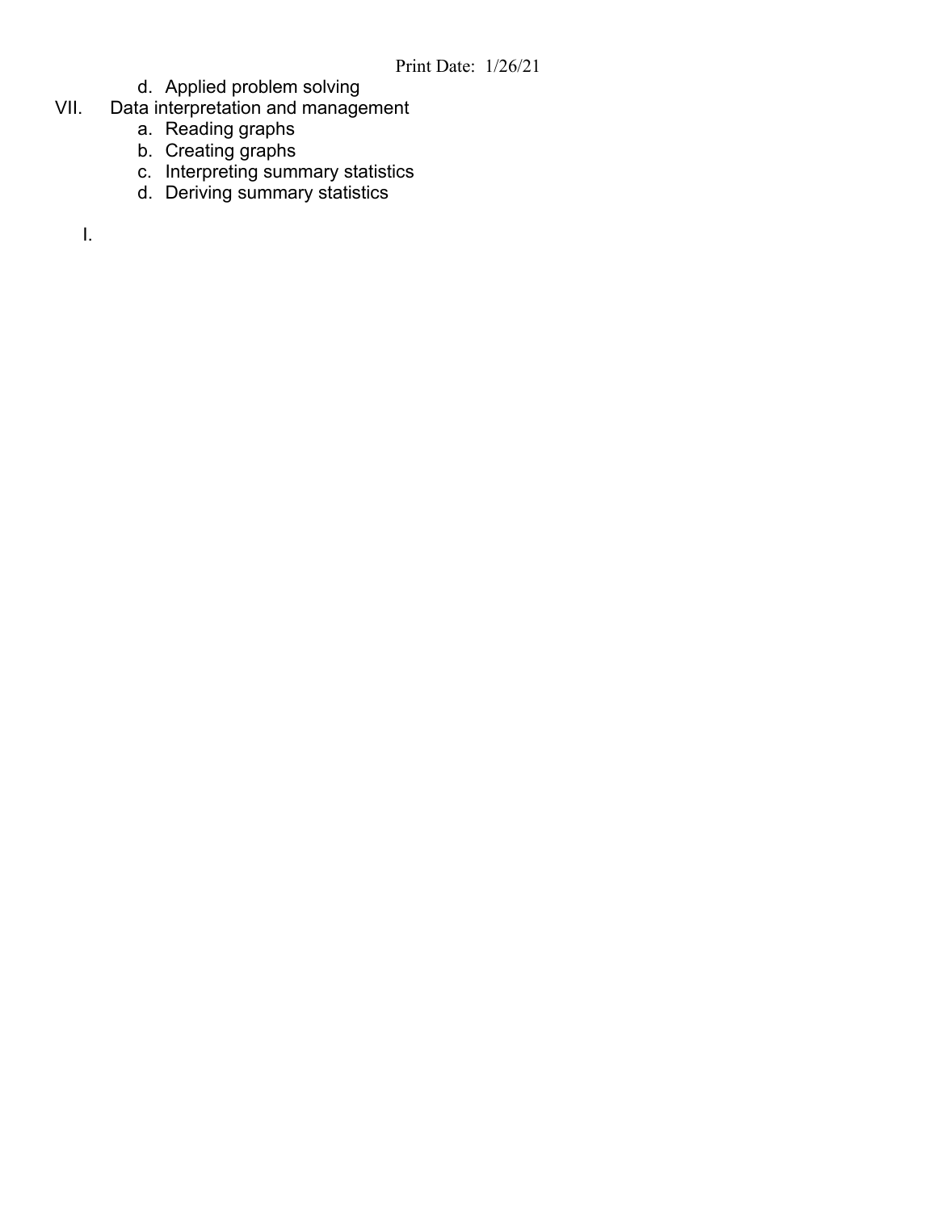d. Applied problem solving

VII. Data interpretation and management

   a. Reading graphs
   b. Creating graphs
   c. Interpreting summary statistics
   d. Deriving summary statistics

I.